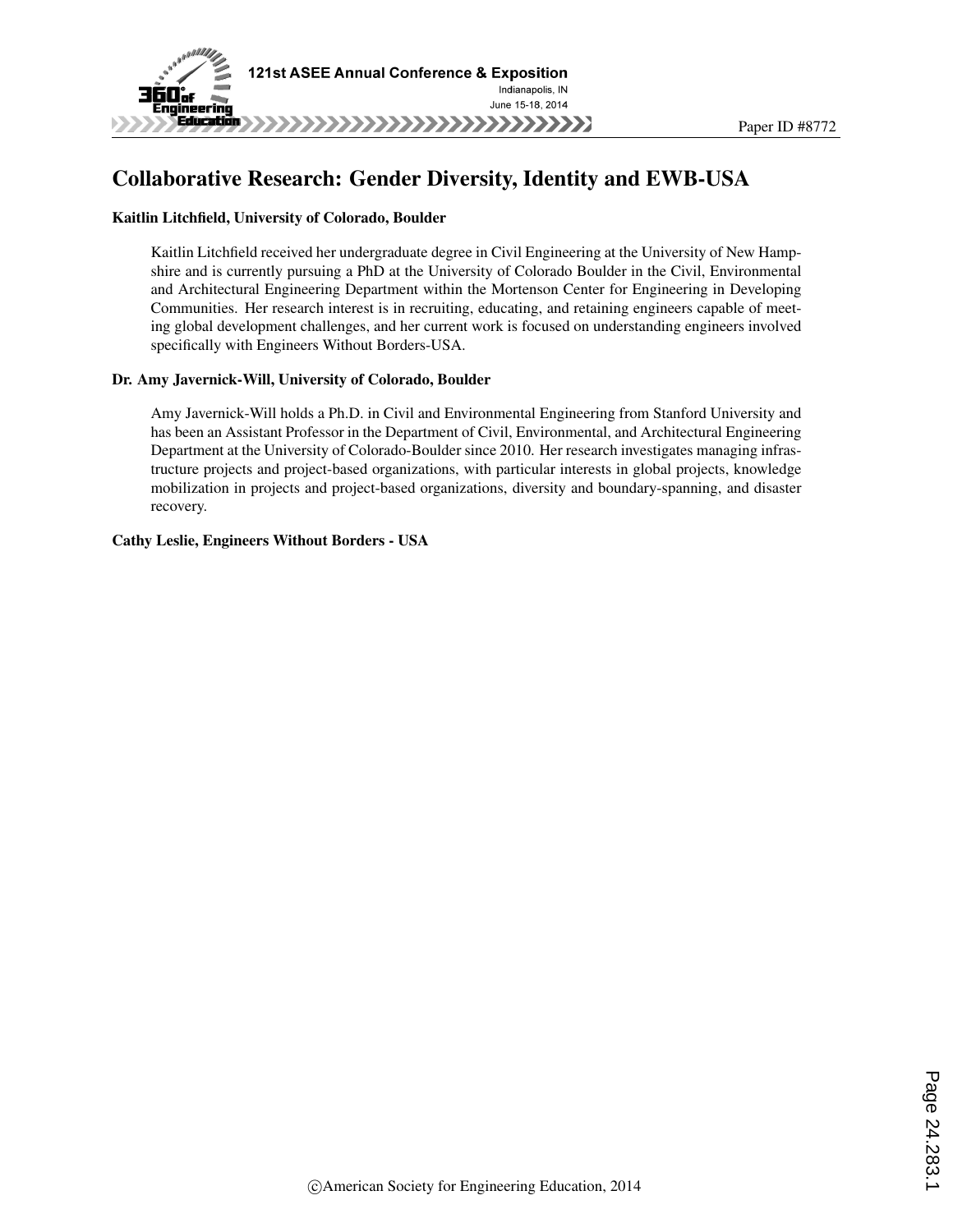# Collaborative Research: Gender Diversity, Identity and EWB-USA

**Kaitlin Litchfield, University of Colorado, Boulder**

Kaitlin Litchfield received her undergraduate degree in Civil Engineering at the University of New Hampshire and is currently pursuing a PhD at the University of Colorado Boulder in the Civil, Environmental and Architectural Engineering Department within the Mortenson Center for Engineering in Developing Communities. Her research interest is in recruiting, educating, and retaining engineers capable of meeting global development challenges, and her current work is focused on understanding engineers involved specifically with Engineers Without Borders-USA.

**Dr. Amy Javernick-Will, University of Colorado, Boulder**

Amy Javernick-Will holds a Ph.D. in Civil and Environmental Engineering from Stanford University and has been an Assistant Professor in the Department of Civil, Environmental, and Architectural Engineering Department at the University of Colorado-Boulder since 2010. Her research investigates managing infrastructure projects and project-based organizations, with particular interests in global projects, knowledge mobilization in projects and project-based organizations, diversity and boundary-spanning, and disaster recovery.

**Cathy Leslie, Engineers Without Borders - USA**

©American Society for Engineering Education, 2014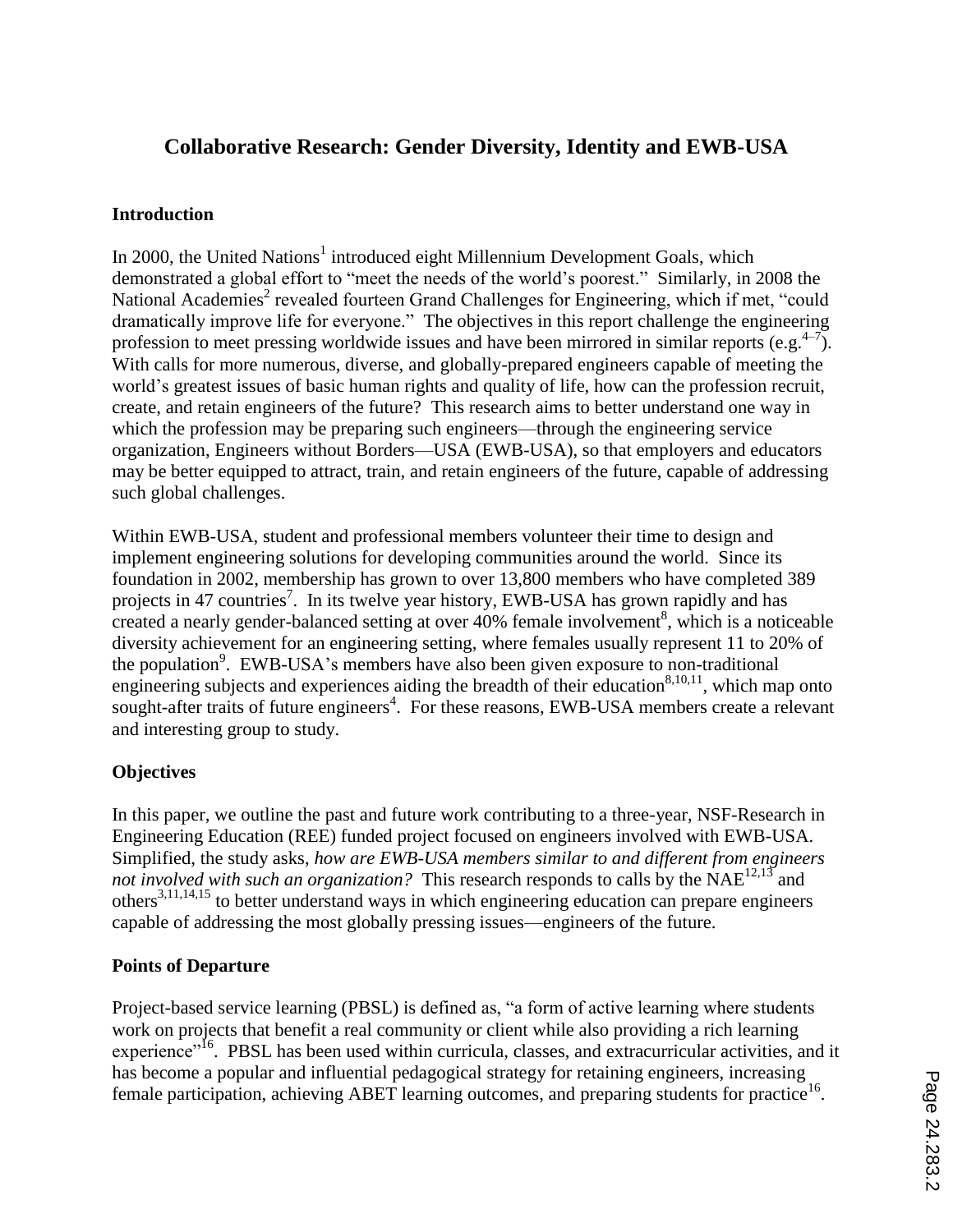# Collaborative Research: Gender Diversity, Identity and EWB-USA

## Introduction

In 2000, the United Nations[1] introduced eight Millennium Development Goals, which demonstrated a global effort to "meet the needs of the world's poorest." Similarly, in 2008 the National Academies[2] revealed fourteen Grand Challenges for Engineering, which if met, "could dramatically improve life for everyone." The objectives in this report challenge the engineering profession to meet pressing worldwide issues and have been mirrored in similar reports (e.g.[4–7]). With calls for more numerous, diverse, and globally-prepared engineers capable of meeting the world's greatest issues of basic human rights and quality of life, how can the profession recruit, create, and retain engineers of the future? This research aims to better understand one way in which the profession may be preparing such engineers—through the engineering service organization, Engineers without Borders—USA (EWB-USA), so that employers and educators may be better equipped to attract, train, and retain engineers of the future, capable of addressing such global challenges.

Within EWB-USA, student and professional members volunteer their time to design and implement engineering solutions for developing communities around the world. Since its foundation in 2002, membership has grown to over 13,800 members who have completed 389 projects in 47 countries[7]. In its twelve year history, EWB-USA has grown rapidly and has created a nearly gender-balanced setting at over 40% female involvement[8], which is a noticeable diversity achievement for an engineering setting, where females usually represent 11 to 20% of the population[9]. EWB-USA's members have also been given exposure to non-traditional engineering subjects and experiences aiding the breadth of their education[8,10,11], which map onto sought-after traits of future engineers[4]. For these reasons, EWB-USA members create a relevant and interesting group to study.

## Objectives

In this paper, we outline the past and future work contributing to a three-year, NSF-Research in Engineering Education (REE) funded project focused on engineers involved with EWB-USA. Simplified, the study asks, *how are EWB-USA members similar to and different from engineers not involved with such an organization?* This research responds to calls by the NAE[12,13] and others[3,11,14,15] to better understand ways in which engineering education can prepare engineers capable of addressing the most globally pressing issues—engineers of the future.

## Points of Departure

Project-based service learning (PBSL) is defined as, "a form of active learning where students work on projects that benefit a real community or client while also providing a rich learning experience"[16]. PBSL has been used within curricula, classes, and extracurricular activities, and it has become a popular and influential pedagogical strategy for retaining engineers, increasing female participation, achieving ABET learning outcomes, and preparing students for practice[16].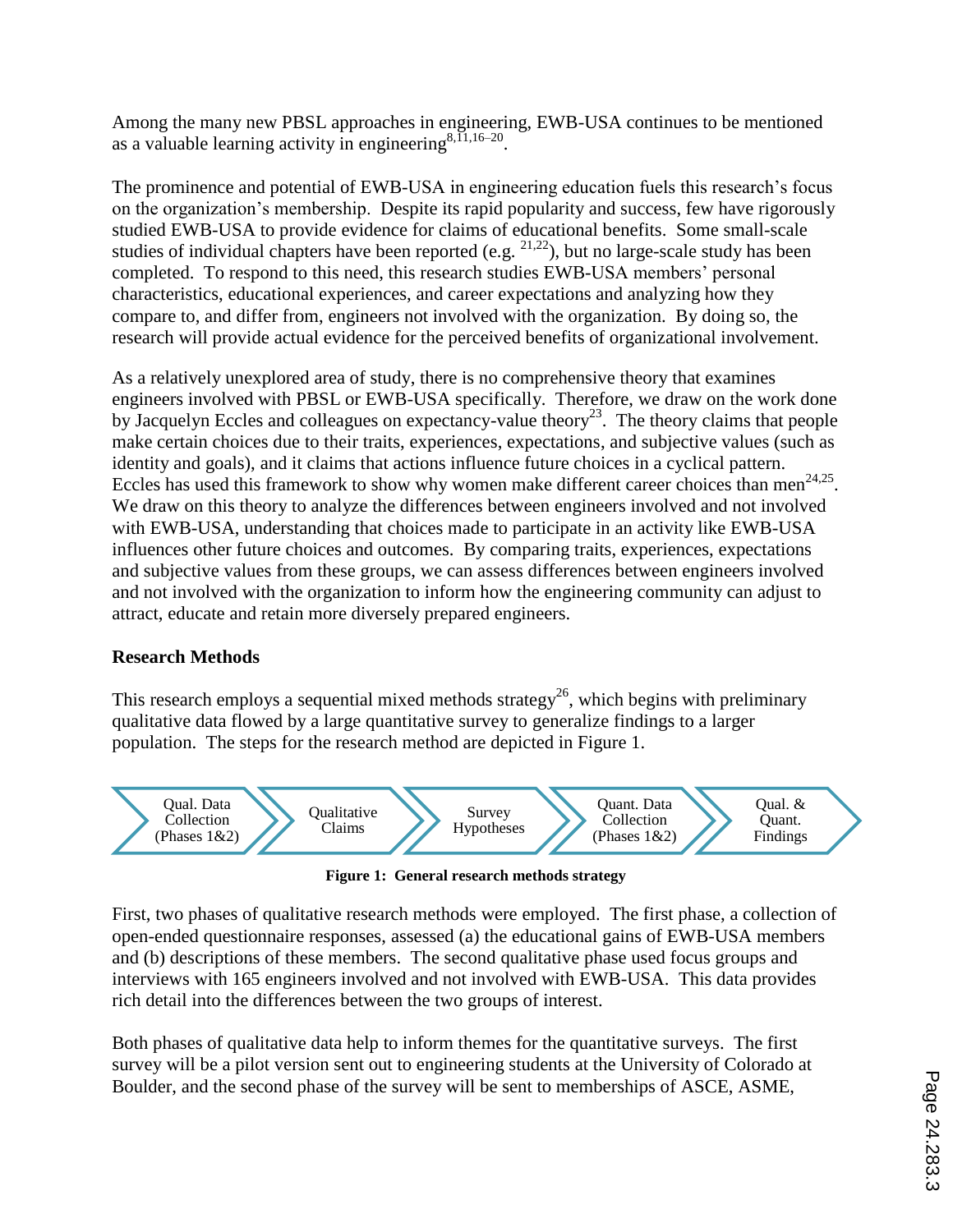Among the many new PBSL approaches in engineering, EWB-USA continues to be mentioned as a valuable learning activity in engineering[8,11,16–20].

The prominence and potential of EWB-USA in engineering education fuels this research's focus on the organization's membership. Despite its rapid popularity and success, few have rigorously studied EWB-USA to provide evidence for claims of educational benefits. Some small-scale studies of individual chapters have been reported (e.g. [21,22]), but no large-scale study has been completed. To respond to this need, this research studies EWB-USA members' personal characteristics, educational experiences, and career expectations and analyzing how they compare to, and differ from, engineers not involved with the organization. By doing so, the research will provide actual evidence for the perceived benefits of organizational involvement.

As a relatively unexplored area of study, there is no comprehensive theory that examines engineers involved with PBSL or EWB-USA specifically. Therefore, we draw on the work done by Jacquelyn Eccles and colleagues on expectancy-value theory[23]. The theory claims that people make certain choices due to their traits, experiences, expectations, and subjective values (such as identity and goals), and it claims that actions influence future choices in a cyclical pattern. Eccles has used this framework to show why women make different career choices than men[24,25]. We draw on this theory to analyze the differences between engineers involved and not involved with EWB-USA, understanding that choices made to participate in an activity like EWB-USA influences other future choices and outcomes. By comparing traits, experiences, expectations and subjective values from these groups, we can assess differences between engineers involved and not involved with the organization to inform how the engineering community can adjust to attract, educate and retain more diversely prepared engineers.

**Research Methods**

This research employs a sequential mixed methods strategy[26], which begins with preliminary qualitative data flowed by a large quantitative survey to generalize findings to a larger population. The steps for the research method are depicted in Figure 1.

Qual. Data Collection (Phases 1&2) → Qualitative Claims → Survey Hypotheses → Quant. Data Collection (Phases 1&2) → Qual. & Quant. Findings

**Figure 1: General research methods strategy**

First, two phases of qualitative research methods were employed. The first phase, a collection of open-ended questionnaire responses, assessed (a) the educational gains of EWB-USA members and (b) descriptions of these members. The second qualitative phase used focus groups and interviews with 165 engineers involved and not involved with EWB-USA. This data provides rich detail into the differences between the two groups of interest.

Both phases of qualitative data help to inform themes for the quantitative surveys. The first survey will be a pilot version sent out to engineering students at the University of Colorado at Boulder, and the second phase of the survey will be sent to memberships of ASCE, ASME,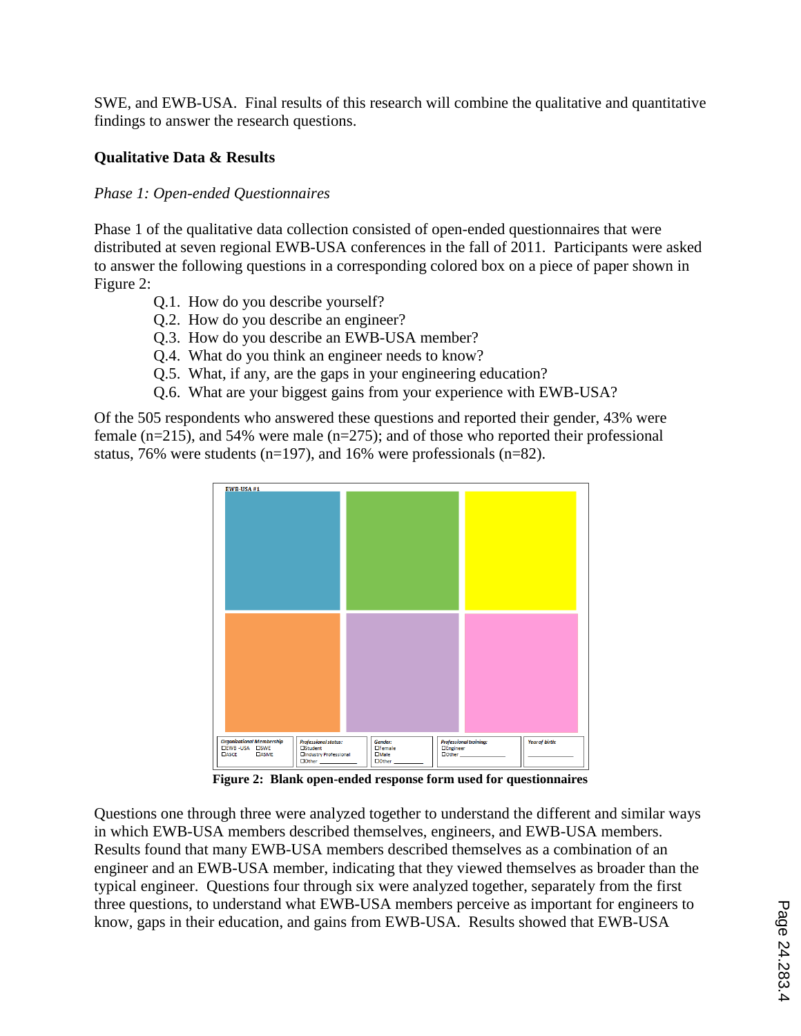SWE, and EWB-USA. Final results of this research will combine the qualitative and quantitative findings to answer the research questions.

**Qualitative Data & Results**

*Phase 1: Open-ended Questionnaires*

Phase 1 of the qualitative data collection consisted of open-ended questionnaires that were distributed at seven regional EWB-USA conferences in the fall of 2011. Participants were asked to answer the following questions in a corresponding colored box on a piece of paper shown in Figure 2:

Q.1. How do you describe yourself?
Q.2. How do you describe an engineer?
Q.3. How do you describe an EWB-USA member?
Q.4. What do you think an engineer needs to know?
Q.5. What, if any, are the gaps in your engineering education?
Q.6. What are your biggest gains from your experience with EWB-USA?

Of the 505 respondents who answered these questions and reported their gender, 43% were female (n=215), and 54% were male (n=275); and of those who reported their professional status, 76% were students (n=197), and 16% were professionals (n=82).

**Figure 2: Blank open-ended response form used for questionnaires**

Questions one through three were analyzed together to understand the different and similar ways in which EWB-USA members described themselves, engineers, and EWB-USA members. Results found that many EWB-USA members described themselves as a combination of an engineer and an EWB-USA member, indicating that they viewed themselves as broader than the typical engineer. Questions four through six were analyzed together, separately from the first three questions, to understand what EWB-USA members perceive as important for engineers to know, gaps in their education, and gains from EWB-USA. Results showed that EWB-USA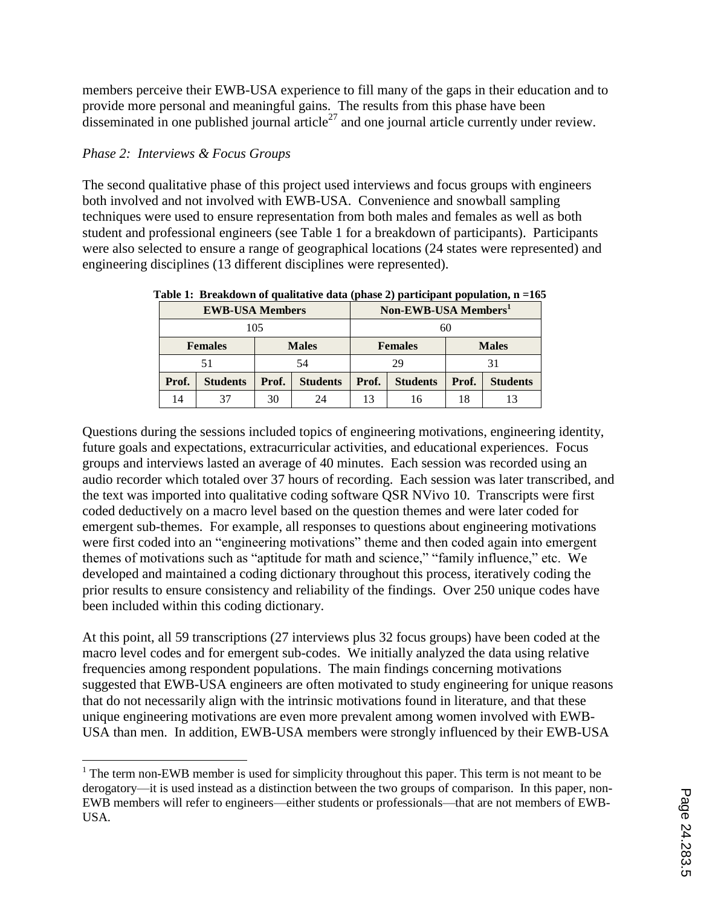members perceive their EWB-USA experience to fill many of the gaps in their education and to provide more personal and meaningful gains. The results from this phase have been disseminated in one published journal article[27] and one journal article currently under review.

*Phase 2: Interviews & Focus Groups*

The second qualitative phase of this project used interviews and focus groups with engineers both involved and not involved with EWB-USA. Convenience and snowball sampling techniques were used to ensure representation from both males and females as well as both student and professional engineers (see Table 1 for a breakdown of participants). Participants were also selected to ensure a range of geographical locations (24 states were represented) and engineering disciplines (13 different disciplines were represented).

**Table 1: Breakdown of qualitative data (phase 2) participant population, n =165**

| EWB-USA Members | | | | Non-EWB-USA Members[1] | | | |
|---|---|---|---|---|---|---|---|
| 105 | | | | 60 | | | |
| Females | | Males | | Females | | Males | |
| 51 | | 54 | | 29 | | 31 | |
| Prof. | Students | Prof. | Students | Prof. | Students | Prof. | Students |
| 14 | 37 | 30 | 24 | 13 | 16 | 18 | 13 |

Questions during the sessions included topics of engineering motivations, engineering identity, future goals and expectations, extracurricular activities, and educational experiences. Focus groups and interviews lasted an average of 40 minutes. Each session was recorded using an audio recorder which totaled over 37 hours of recording. Each session was later transcribed, and the text was imported into qualitative coding software QSR NVivo 10. Transcripts were first coded deductively on a macro level based on the question themes and were later coded for emergent sub-themes. For example, all responses to questions about engineering motivations were first coded into an "engineering motivations" theme and then coded again into emergent themes of motivations such as "aptitude for math and science," "family influence," etc. We developed and maintained a coding dictionary throughout this process, iteratively coding the prior results to ensure consistency and reliability of the findings. Over 250 unique codes have been included within this coding dictionary.

At this point, all 59 transcriptions (27 interviews plus 32 focus groups) have been coded at the macro level codes and for emergent sub-codes. We initially analyzed the data using relative frequencies among respondent populations. The main findings concerning motivations suggested that EWB-USA engineers are often motivated to study engineering for unique reasons that do not necessarily align with the intrinsic motivations found in literature, and that these unique engineering motivations are even more prevalent among women involved with EWB-USA than men. In addition, EWB-USA members were strongly influenced by their EWB-USA

[1] The term non-EWB member is used for simplicity throughout this paper. This term is not meant to be derogatory—it is used instead as a distinction between the two groups of comparison. In this paper, non-EWB members will refer to engineers—either students or professionals—that are not members of EWB-USA.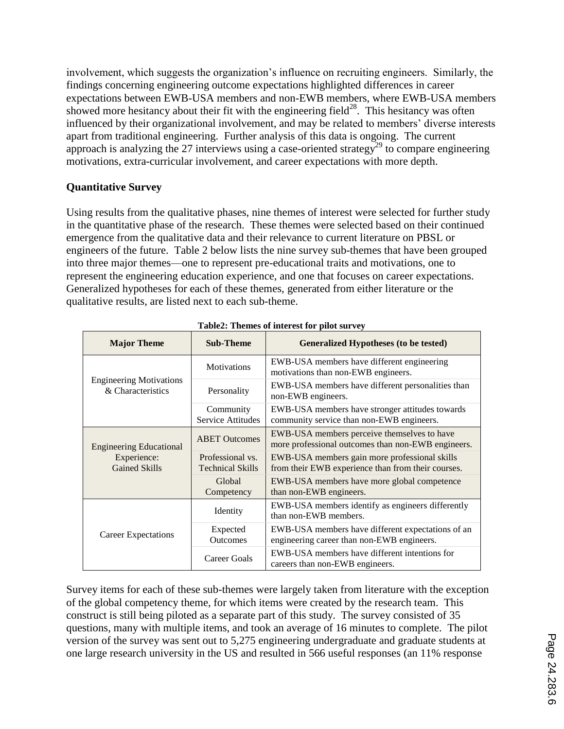involvement, which suggests the organization's influence on recruiting engineers. Similarly, the findings concerning engineering outcome expectations highlighted differences in career expectations between EWB-USA members and non-EWB members, where EWB-USA members showed more hesitancy about their fit with the engineering field[28]. This hesitancy was often influenced by their organizational involvement, and may be related to members' diverse interests apart from traditional engineering. Further analysis of this data is ongoing. The current approach is analyzing the 27 interviews using a case-oriented strategy[29] to compare engineering motivations, extra-curricular involvement, and career expectations with more depth.

## Quantitative Survey

Using results from the qualitative phases, nine themes of interest were selected for further study in the quantitative phase of the research. These themes were selected based on their continued emergence from the qualitative data and their relevance to current literature on PBSL or engineers of the future. Table 2 below lists the nine survey sub-themes that have been grouped into three major themes—one to represent pre-educational traits and motivations, one to represent the engineering education experience, and one that focuses on career expectations. Generalized hypotheses for each of these themes, generated from either literature or the qualitative results, are listed next to each sub-theme.

**Table2: Themes of interest for pilot survey**

| Major Theme | Sub-Theme | Generalized Hypotheses (to be tested) |
|---|---|---|
| Engineering Motivations & Characteristics | Motivations | EWB-USA members have different engineering motivations than non-EWB engineers. |
| | Personality | EWB-USA members have different personalities than non-EWB engineers. |
| | Community Service Attitudes | EWB-USA members have stronger attitudes towards community service than non-EWB engineers. |
| Engineering Educational Experience: Gained Skills | ABET Outcomes | EWB-USA members perceive themselves to have more professional outcomes than non-EWB engineers. |
| | Professional vs. Technical Skills | EWB-USA members gain more professional skills from their EWB experience than from their courses. |
| | Global Competency | EWB-USA members have more global competence than non-EWB engineers. |
| Career Expectations | Identity | EWB-USA members identify as engineers differently than non-EWB members. |
| | Expected Outcomes | EWB-USA members have different expectations of an engineering career than non-EWB engineers. |
| | Career Goals | EWB-USA members have different intentions for careers than non-EWB engineers. |

Survey items for each of these sub-themes were largely taken from literature with the exception of the global competency theme, for which items were created by the research team. This construct is still being piloted as a separate part of this study. The survey consisted of 35 questions, many with multiple items, and took an average of 16 minutes to complete. The pilot version of the survey was sent out to 5,275 engineering undergraduate and graduate students at one large research university in the US and resulted in 566 useful responses (an 11% response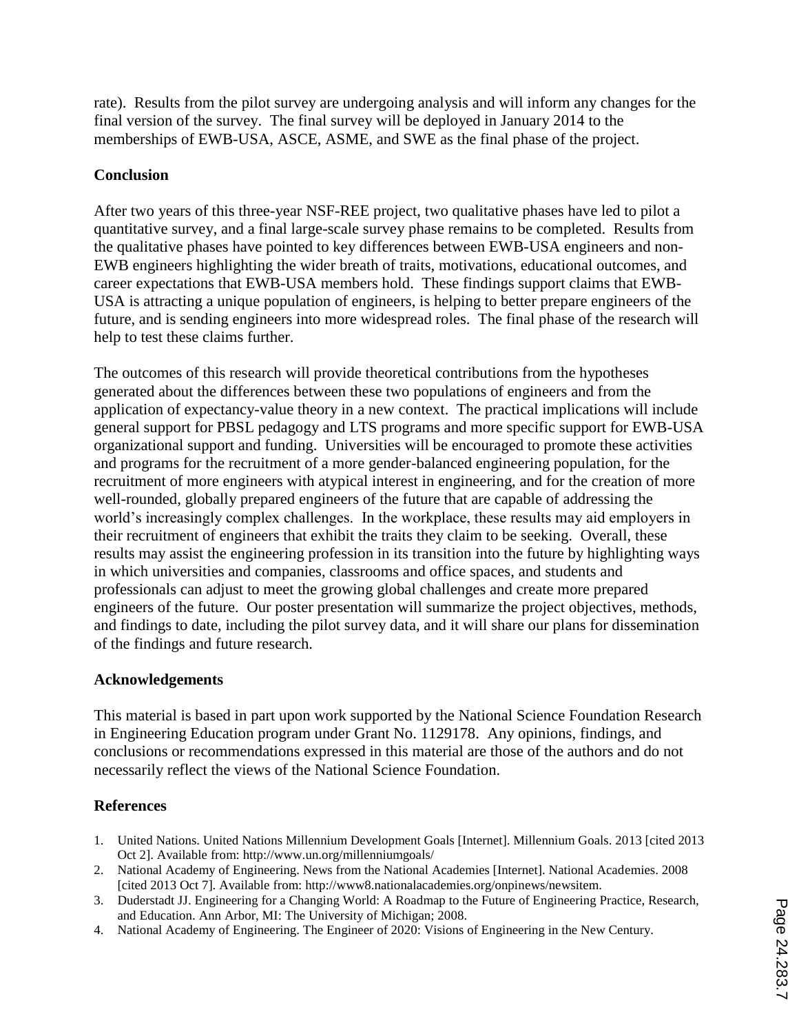rate). Results from the pilot survey are undergoing analysis and will inform any changes for the final version of the survey. The final survey will be deployed in January 2014 to the memberships of EWB-USA, ASCE, ASME, and SWE as the final phase of the project.

## Conclusion

After two years of this three-year NSF-REE project, two qualitative phases have led to pilot a quantitative survey, and a final large-scale survey phase remains to be completed. Results from the qualitative phases have pointed to key differences between EWB-USA engineers and non-EWB engineers highlighting the wider breath of traits, motivations, educational outcomes, and career expectations that EWB-USA members hold. These findings support claims that EWB-USA is attracting a unique population of engineers, is helping to better prepare engineers of the future, and is sending engineers into more widespread roles. The final phase of the research will help to test these claims further.

The outcomes of this research will provide theoretical contributions from the hypotheses generated about the differences between these two populations of engineers and from the application of expectancy-value theory in a new context. The practical implications will include general support for PBSL pedagogy and LTS programs and more specific support for EWB-USA organizational support and funding. Universities will be encouraged to promote these activities and programs for the recruitment of a more gender-balanced engineering population, for the recruitment of more engineers with atypical interest in engineering, and for the creation of more well-rounded, globally prepared engineers of the future that are capable of addressing the world's increasingly complex challenges. In the workplace, these results may aid employers in their recruitment of engineers that exhibit the traits they claim to be seeking. Overall, these results may assist the engineering profession in its transition into the future by highlighting ways in which universities and companies, classrooms and office spaces, and students and professionals can adjust to meet the growing global challenges and create more prepared engineers of the future. Our poster presentation will summarize the project objectives, methods, and findings to date, including the pilot survey data, and it will share our plans for dissemination of the findings and future research.

## Acknowledgements

This material is based in part upon work supported by the National Science Foundation Research in Engineering Education program under Grant No. 1129178. Any opinions, findings, and conclusions or recommendations expressed in this material are those of the authors and do not necessarily reflect the views of the National Science Foundation.

## References

1. United Nations. United Nations Millennium Development Goals [Internet]. Millennium Goals. 2013 [cited 2013 Oct 2]. Available from: http://www.un.org/millenniumgoals/
2. National Academy of Engineering. News from the National Academies [Internet]. National Academies. 2008 [cited 2013 Oct 7]. Available from: http://www8.nationalacademies.org/onpinews/newsitem.
3. Duderstadt JJ. Engineering for a Changing World: A Roadmap to the Future of Engineering Practice, Research, and Education. Ann Arbor, MI: The University of Michigan; 2008.
4. National Academy of Engineering. The Engineer of 2020: Visions of Engineering in the New Century.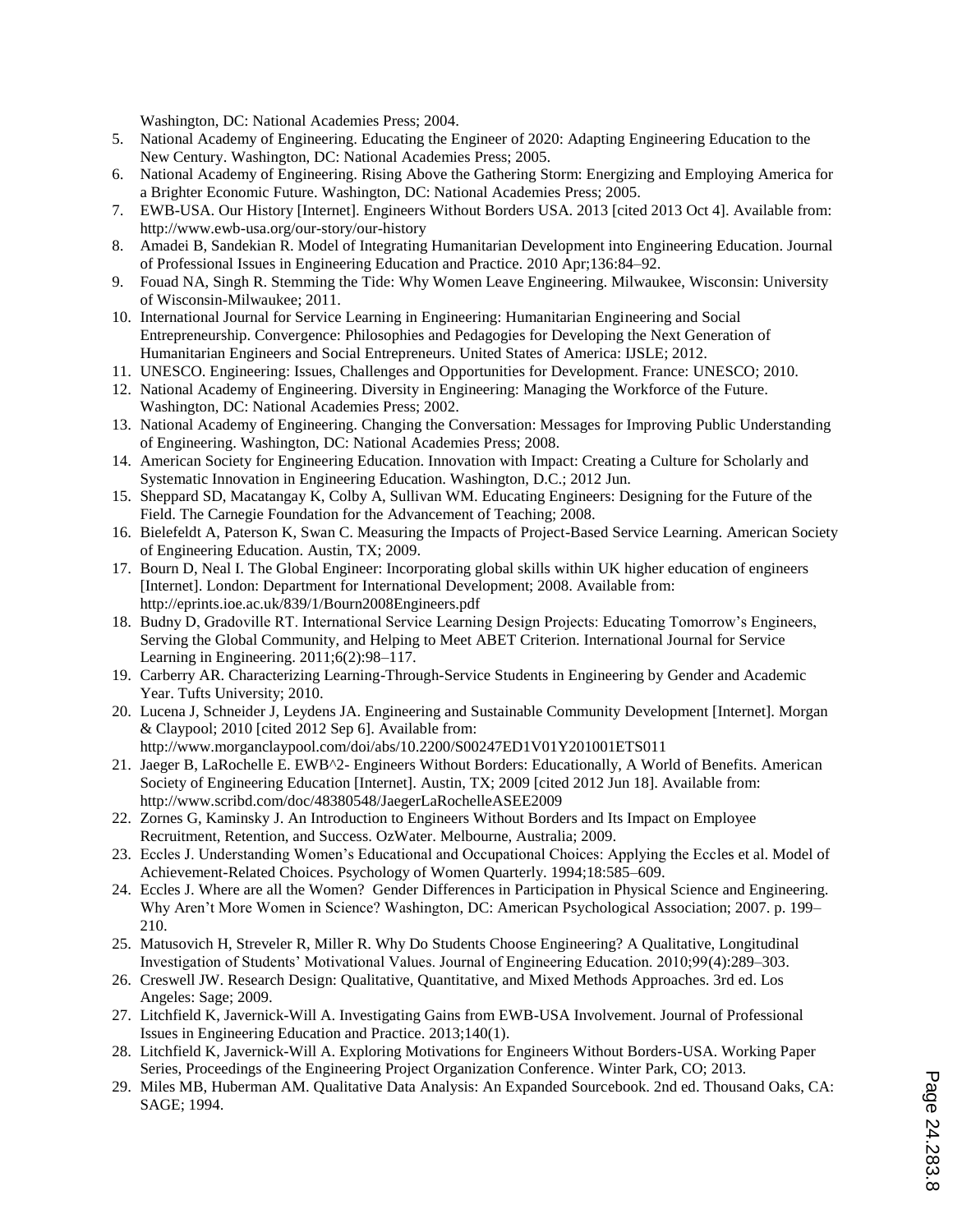Washington, DC: National Academies Press; 2004.

5. National Academy of Engineering. Educating the Engineer of 2020: Adapting Engineering Education to the New Century. Washington, DC: National Academies Press; 2005.
6. National Academy of Engineering. Rising Above the Gathering Storm: Energizing and Employing America for a Brighter Economic Future. Washington, DC: National Academies Press; 2005.
7. EWB-USA. Our History [Internet]. Engineers Without Borders USA. 2013 [cited 2013 Oct 4]. Available from: http://www.ewb-usa.org/our-story/our-history
8. Amadei B, Sandekian R. Model of Integrating Humanitarian Development into Engineering Education. Journal of Professional Issues in Engineering Education and Practice. 2010 Apr;136:84–92.
9. Fouad NA, Singh R. Stemming the Tide: Why Women Leave Engineering. Milwaukee, Wisconsin: University of Wisconsin-Milwaukee; 2011.
10. International Journal for Service Learning in Engineering: Humanitarian Engineering and Social Entrepreneurship. Convergence: Philosophies and Pedagogies for Developing the Next Generation of Humanitarian Engineers and Social Entrepreneurs. United States of America: IJSLE; 2012.
11. UNESCO. Engineering: Issues, Challenges and Opportunities for Development. France: UNESCO; 2010.
12. National Academy of Engineering. Diversity in Engineering: Managing the Workforce of the Future. Washington, DC: National Academies Press; 2002.
13. National Academy of Engineering. Changing the Conversation: Messages for Improving Public Understanding of Engineering. Washington, DC: National Academies Press; 2008.
14. American Society for Engineering Education. Innovation with Impact: Creating a Culture for Scholarly and Systematic Innovation in Engineering Education. Washington, D.C.; 2012 Jun.
15. Sheppard SD, Macatangay K, Colby A, Sullivan WM. Educating Engineers: Designing for the Future of the Field. The Carnegie Foundation for the Advancement of Teaching; 2008.
16. Bielefeldt A, Paterson K, Swan C. Measuring the Impacts of Project-Based Service Learning. American Society of Engineering Education. Austin, TX; 2009.
17. Bourn D, Neal I. The Global Engineer: Incorporating global skills within UK higher education of engineers [Internet]. London: Department for International Development; 2008. Available from: http://eprints.ioe.ac.uk/839/1/Bourn2008Engineers.pdf
18. Budny D, Gradoville RT. International Service Learning Design Projects: Educating Tomorrow's Engineers, Serving the Global Community, and Helping to Meet ABET Criterion. International Journal for Service Learning in Engineering. 2011;6(2):98–117.
19. Carberry AR. Characterizing Learning-Through-Service Students in Engineering by Gender and Academic Year. Tufts University; 2010.
20. Lucena J, Schneider J, Leydens JA. Engineering and Sustainable Community Development [Internet]. Morgan & Claypool; 2010 [cited 2012 Sep 6]. Available from: http://www.morganclaypool.com/doi/abs/10.2200/S00247ED1V01Y201001ETS011
21. Jaeger B, LaRochelle E. EWB^2- Engineers Without Borders: Educationally, A World of Benefits. American Society of Engineering Education [Internet]. Austin, TX; 2009 [cited 2012 Jun 18]. Available from: http://www.scribd.com/doc/48380548/JaegerLaRochelleASEE2009
22. Zornes G, Kaminsky J. An Introduction to Engineers Without Borders and Its Impact on Employee Recruitment, Retention, and Success. OzWater. Melbourne, Australia; 2009.
23. Eccles J. Understanding Women's Educational and Occupational Choices: Applying the Eccles et al. Model of Achievement-Related Choices. Psychology of Women Quarterly. 1994;18:585–609.
24. Eccles J. Where are all the Women? Gender Differences in Participation in Physical Science and Engineering. Why Aren't More Women in Science? Washington, DC: American Psychological Association; 2007. p. 199–210.
25. Matusovich H, Streveler R, Miller R. Why Do Students Choose Engineering? A Qualitative, Longitudinal Investigation of Students' Motivational Values. Journal of Engineering Education. 2010;99(4):289–303.
26. Creswell JW. Research Design: Qualitative, Quantitative, and Mixed Methods Approaches. 3rd ed. Los Angeles: Sage; 2009.
27. Litchfield K, Javernick-Will A. Investigating Gains from EWB-USA Involvement. Journal of Professional Issues in Engineering Education and Practice. 2013;140(1).
28. Litchfield K, Javernick-Will A. Exploring Motivations for Engineers Without Borders-USA. Working Paper Series, Proceedings of the Engineering Project Organization Conference. Winter Park, CO; 2013.
29. Miles MB, Huberman AM. Qualitative Data Analysis: An Expanded Sourcebook. 2nd ed. Thousand Oaks, CA: SAGE; 1994.